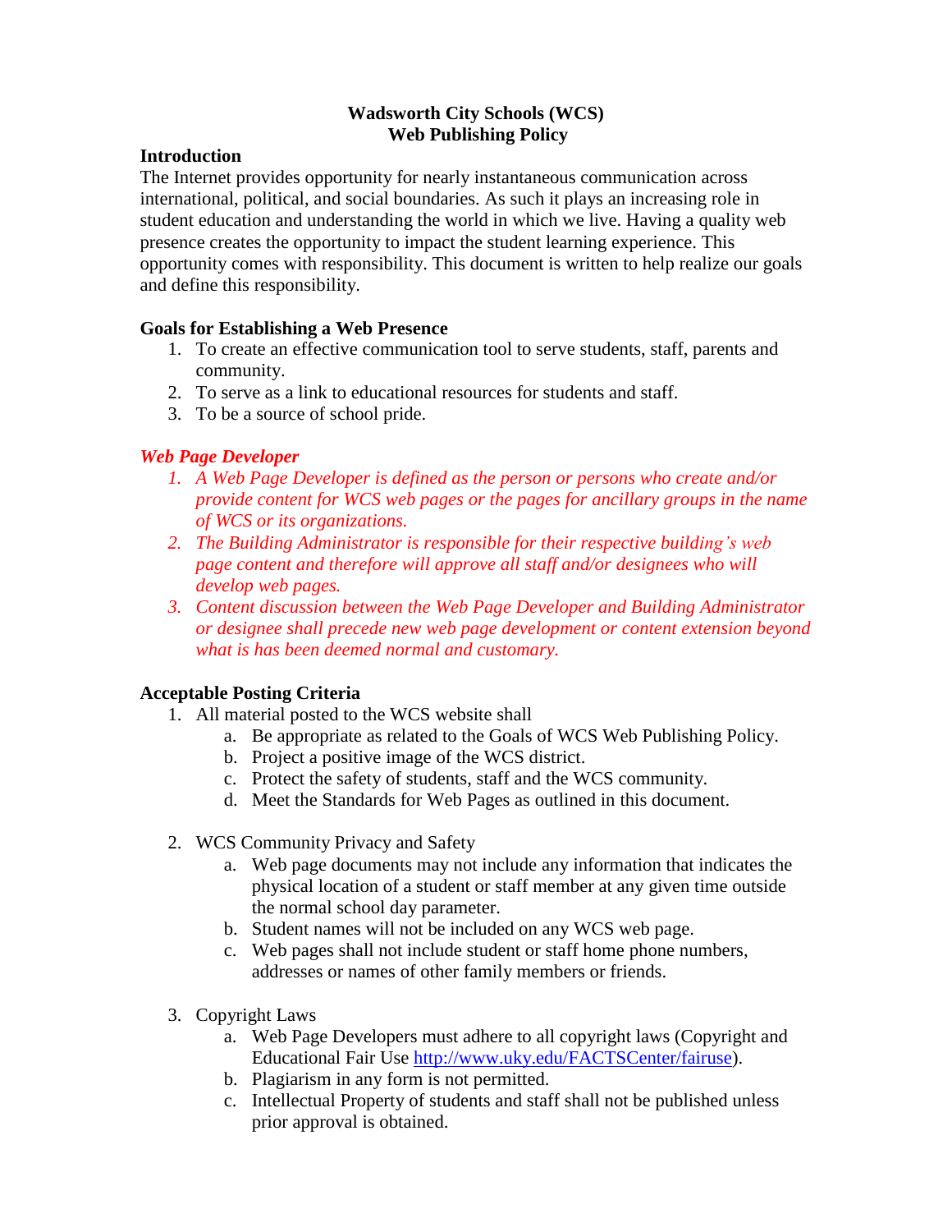# Wadsworth City Schools (WCS)
# Web Publishing Policy

## Introduction

The Internet provides opportunity for nearly instantaneous communication across international, political, and social boundaries. As such it plays an increasing role in student education and understanding the world in which we live. Having a quality web presence creates the opportunity to impact the student learning experience. This opportunity comes with responsibility. This document is written to help realize our goals and define this responsibility.

## Goals for Establishing a Web Presence

1. To create an effective communication tool to serve students, staff, parents and community.
2. To serve as a link to educational resources for students and staff.
3. To be a source of school pride.

## *Web Page Developer*

1. *A Web Page Developer is defined as the person or persons who create and/or provide content for WCS web pages or the pages for ancillary groups in the name of WCS or its organizations.*
2. *The Building Administrator is responsible for their respective building's web page content and therefore will approve all staff and/or designees who will develop web pages.*
3. *Content discussion between the Web Page Developer and Building Administrator or designee shall precede new web page development or content extension beyond what is has been deemed normal and customary.*

## Acceptable Posting Criteria

1. All material posted to the WCS website shall
   a. Be appropriate as related to the Goals of WCS Web Publishing Policy.
   b. Project a positive image of the WCS district.
   c. Protect the safety of students, staff and the WCS community.
   d. Meet the Standards for Web Pages as outlined in this document.

2. WCS Community Privacy and Safety
   a. Web page documents may not include any information that indicates the physical location of a student or staff member at any given time outside the normal school day parameter.
   b. Student names will not be included on any WCS web page.
   c. Web pages shall not include student or staff home phone numbers, addresses or names of other family members or friends.

3. Copyright Laws
   a. Web Page Developers must adhere to all copyright laws (Copyright and Educational Fair Use [http://www.uky.edu/FACTSCenter/fairuse](http://www.uky.edu/FACTSCenter/fairuse)).
   b. Plagiarism in any form is not permitted.
   c. Intellectual Property of students and staff shall not be published unless prior approval is obtained.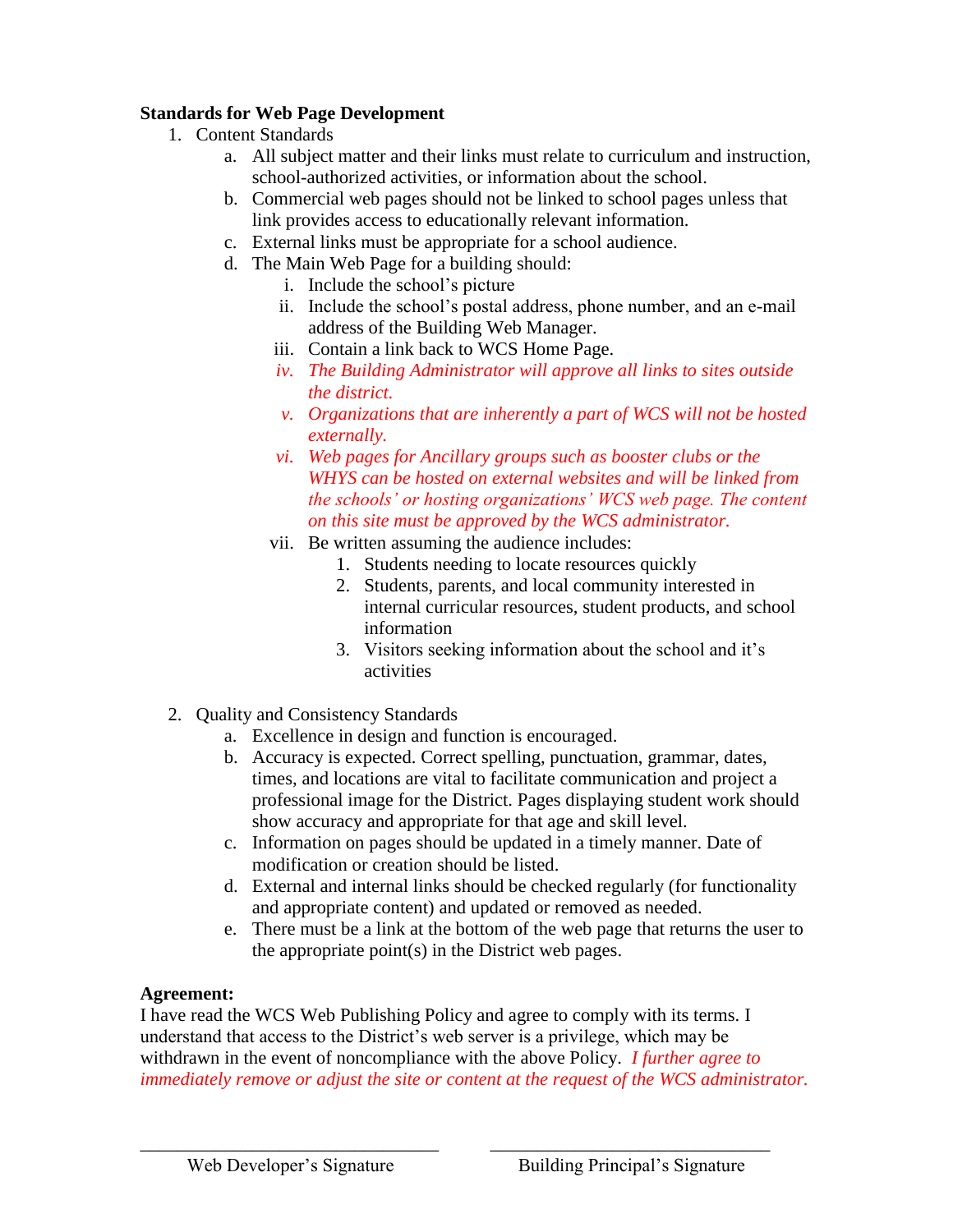**Standards for Web Page Development**

1. Content Standards
   a. All subject matter and their links must relate to curriculum and instruction, school-authorized activities, or information about the school.
   b. Commercial web pages should not be linked to school pages unless that link provides access to educationally relevant information.
   c. External links must be appropriate for a school audience.
   d. The Main Web Page for a building should:
      i. Include the school's picture
      ii. Include the school's postal address, phone number, and an e-mail address of the Building Web Manager.
      iii. Contain a link back to WCS Home Page.
      iv. *The Building Administrator will approve all links to sites outside the district.*
      v. *Organizations that are inherently a part of WCS will not be hosted externally.*
      vi. *Web pages for Ancillary groups such as booster clubs or the WHYS can be hosted on external websites and will be linked from the schools' or hosting organizations' WCS web page. The content on this site must be approved by the WCS administrator.*
      vii. Be written assuming the audience includes:
         1. Students needing to locate resources quickly
         2. Students, parents, and local community interested in internal curricular resources, student products, and school information
         3. Visitors seeking information about the school and it's activities

2. Quality and Consistency Standards
   a. Excellence in design and function is encouraged.
   b. Accuracy is expected. Correct spelling, punctuation, grammar, dates, times, and locations are vital to facilitate communication and project a professional image for the District. Pages displaying student work should show accuracy and appropriate for that age and skill level.
   c. Information on pages should be updated in a timely manner. Date of modification or creation should be listed.
   d. External and internal links should be checked regularly (for functionality and appropriate content) and updated or removed as needed.
   e. There must be a link at the bottom of the web page that returns the user to the appropriate point(s) in the District web pages.

**Agreement:**

I have read the WCS Web Publishing Policy and agree to comply with its terms. I understand that access to the District's web server is a privilege, which may be withdrawn in the event of noncompliance with the above Policy. *I further agree to immediately remove or adjust the site or content at the request of the WCS administrator.*

\_\_\_\_\_\_\_\_\_\_\_\_\_\_\_\_\_\_\_\_\_\_\_\_\_\_\_\_\_\_\_\_
Web Developer's Signature

\_\_\_\_\_\_\_\_\_\_\_\_\_\_\_\_\_\_\_\_\_\_\_\_\_\_\_\_\_\_\_\_
Building Principal's Signature